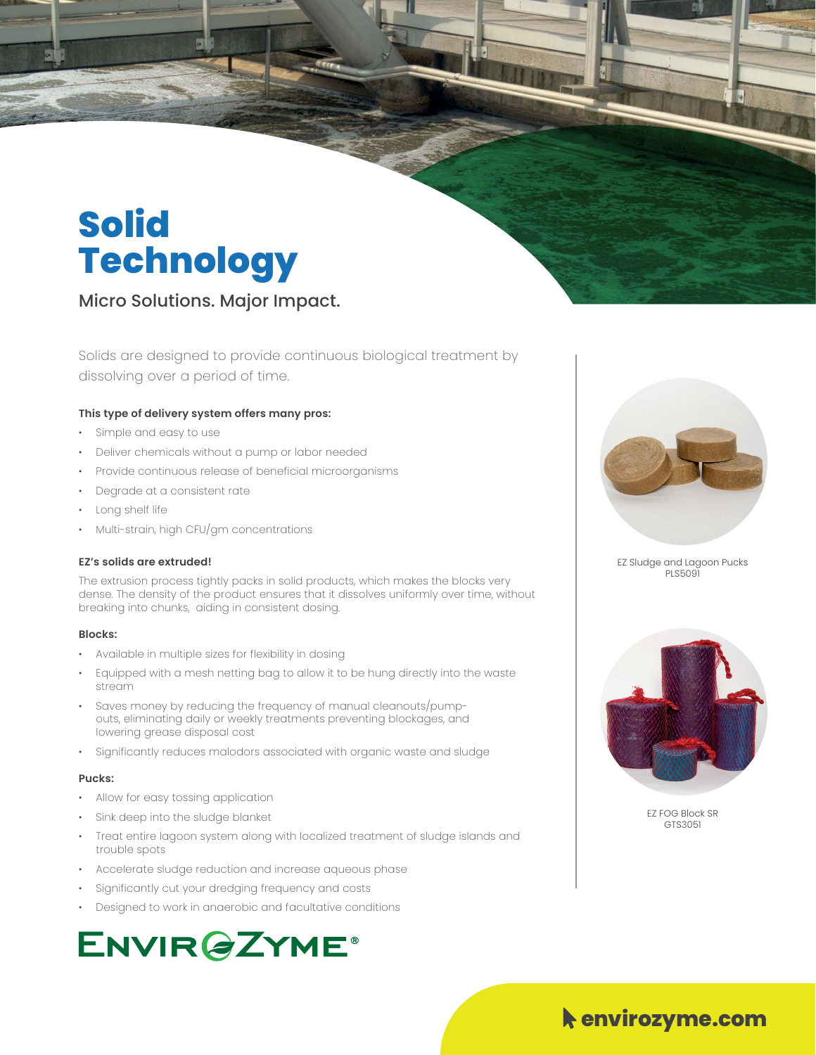# Solid Technology

## Micro Solutions. Major Impact.

Solids are designed to provide continuous biological treatment by dissolving over a period of time.

**This type of delivery system offers many pros:**

- Simple and easy to use
- Deliver chemicals without a pump or labor needed
- Provide continuous release of beneficial microorganisms
- Degrade at a consistent rate
- Long shelf life
- Multi-strain, high CFU/gm concentrations

**EZ's solids are extruded!**

The extrusion process tightly packs in solid products, which makes the blocks very dense. The density of the product ensures that it dissolves uniformly over time, without breaking into chunks, aiding in consistent dosing.

**Blocks:**

- Available in multiple sizes for flexibility in dosing
- Equipped with a mesh netting bag to allow it to be hung directly into the waste stream
- Saves money by reducing the frequency of manual cleanouts/pump-outs, eliminating daily or weekly treatments preventing blockages, and lowering grease disposal cost
- Significantly reduces malodors associated with organic waste and sludge

**Pucks:**

- Allow for easy tossing application
- Sink deep into the sludge blanket
- Treat entire lagoon system along with localized treatment of sludge islands and trouble spots
- Accelerate sludge reduction and increase aqueous phase
- Significantly cut your dredging frequency and costs
- Designed to work in anaerobic and facultative conditions

EZ Sludge and Lagoon Pucks
PLS5091

EZ FOG Block SR
GTS3051

ENVIROZYME®

envirozyme.com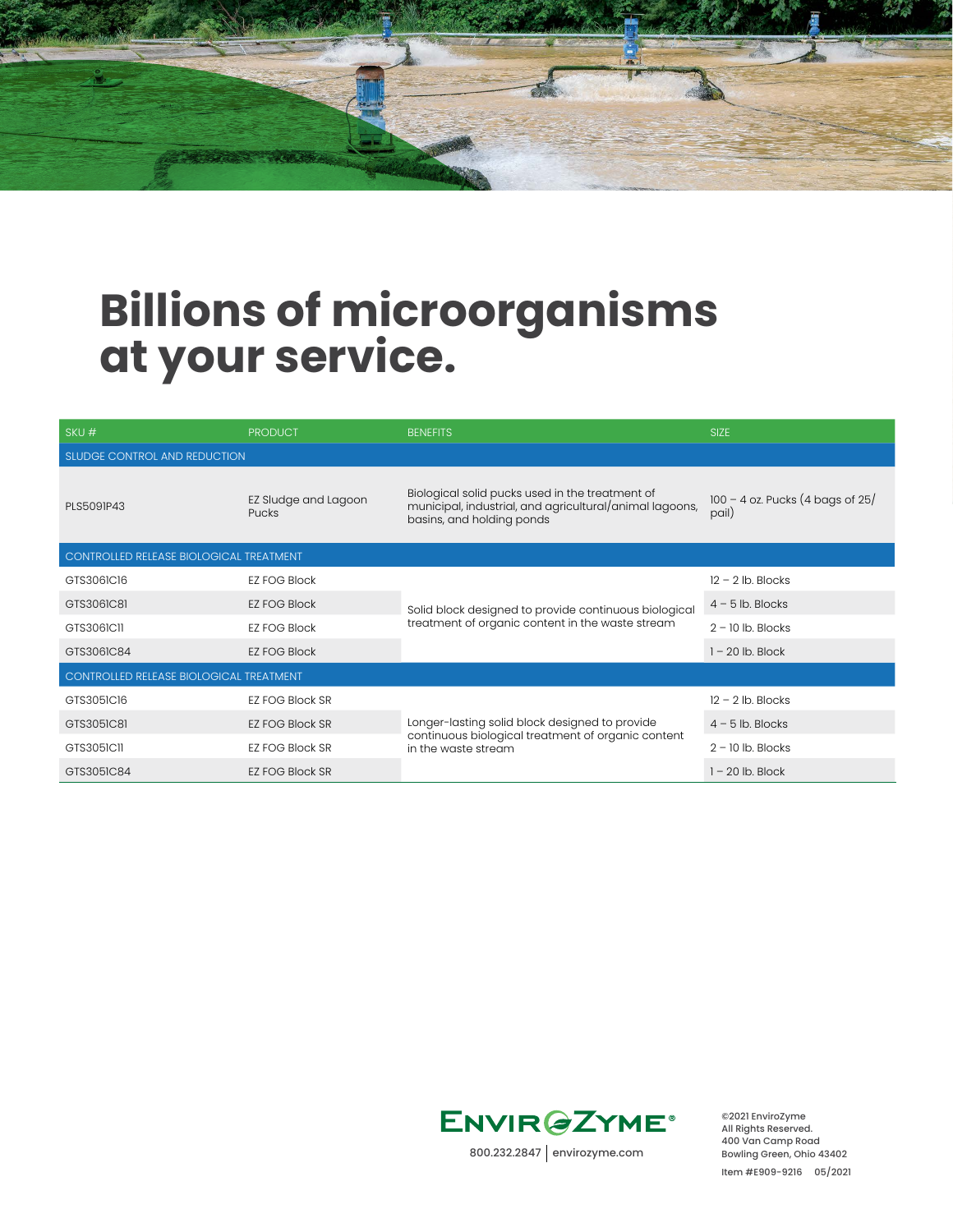# Billions of microorganisms at your service.

| SKU # | PRODUCT | BENEFITS | SIZE |
| --- | --- | --- | --- |
| SLUDGE CONTROL AND REDUCTION | | | |
| PLS5091P43 | EZ Sludge and Lagoon Pucks | Biological solid pucks used in the treatment of municipal, industrial, and agricultural/animal lagoons, basins, and holding ponds | 100 – 4 oz. Pucks (4 bags of 25/pail) |
| CONTROLLED RELEASE BIOLOGICAL TREATMENT | | | |
| GTS3061C16 | EZ FOG Block | Solid block designed to provide continuous biological treatment of organic content in the waste stream | 12 – 2 lb. Blocks |
| GTS3061C81 | EZ FOG Block | | 4 – 5 lb. Blocks |
| GTS3061C11 | EZ FOG Block | | 2 – 10 lb. Blocks |
| GTS3061C84 | EZ FOG Block | | 1 – 20 lb. Block |
| CONTROLLED RELEASE BIOLOGICAL TREATMENT | | | |
| GTS3051C16 | EZ FOG Block SR | Longer-lasting solid block designed to provide continuous biological treatment of organic content in the waste stream | 12 – 2 lb. Blocks |
| GTS3051C81 | EZ FOG Block SR | | 4 – 5 lb. Blocks |
| GTS3051C11 | EZ FOG Block SR | | 2 – 10 lb. Blocks |
| GTS3051C84 | EZ FOG Block SR | | 1 – 20 lb. Block |

ENVIROZYME®

800.232.2847 | envirozyme.com

©2021 EnviroZyme
All Rights Reserved.
400 Van Camp Road
Bowling Green, Ohio 43402

Item #E909-9216 05/2021